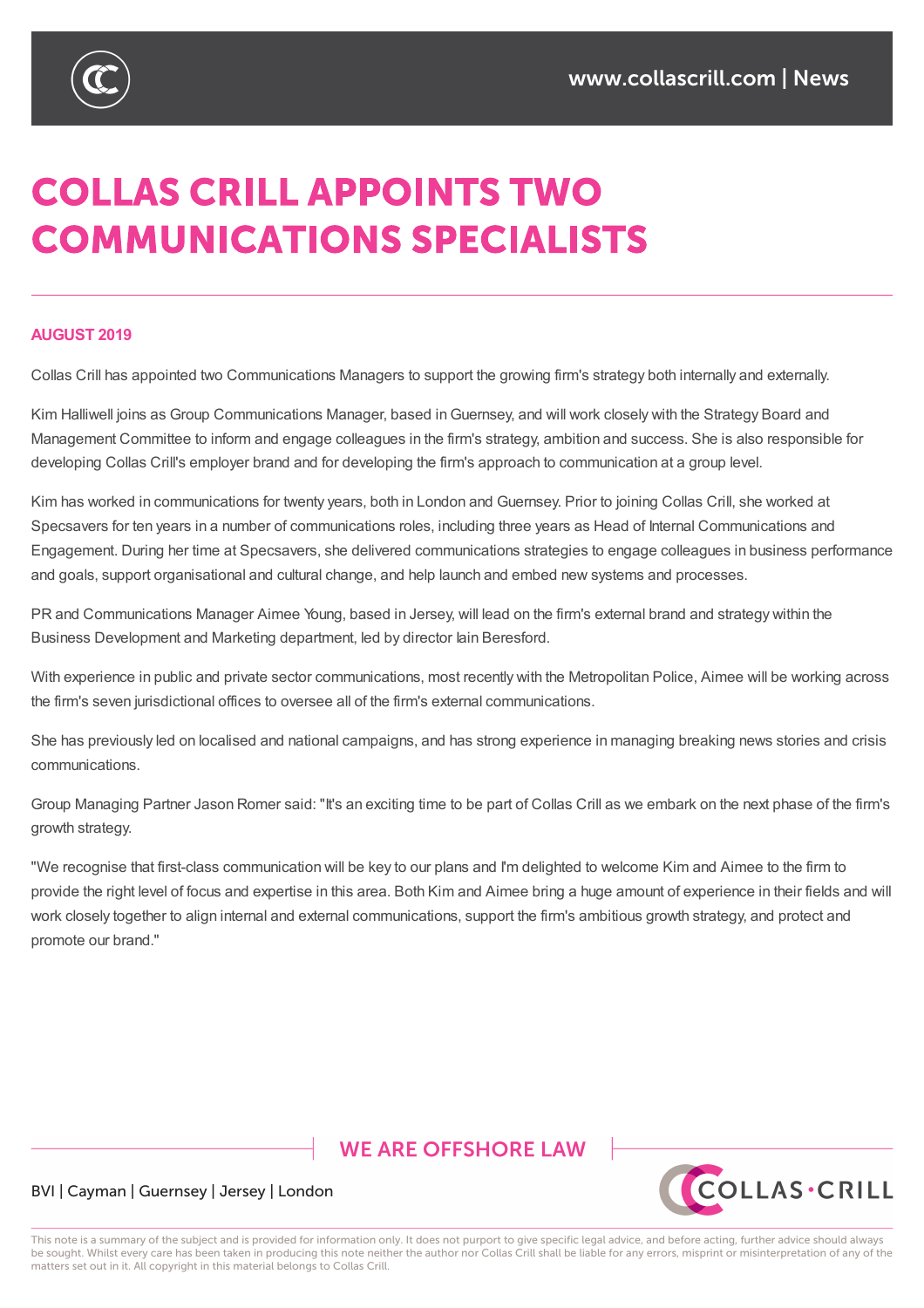# COLLAS CRILL APPOINTS TWO COMMUNICATIONS SPECIALISTS

**AUGUST 2019**

Collas Crill has appointed two Communications Managers to support the growing firm's strategy both internally and externally.

Kim Halliwell joins as Group Communications Manager, based in Guernsey, and will work closely with the Strategy Board and Management Committee to inform and engage colleagues in the firm's strategy, ambition and success. She is also responsible for developing Collas Crill's employer brand and for developing the firm's approach to communication at a group level.

Kim has worked in communications for twenty years, both in London and Guernsey. Prior to joining Collas Crill, she worked at Specsavers for ten years in a number of communications roles, including three years as Head of Internal Communications and Engagement. During her time at Specsavers, she delivered communications strategies to engage colleagues in business performance and goals, support organisational and cultural change, and help launch and embed new systems and processes.

PR and Communications Manager Aimee Young, based in Jersey, will lead on the firm's external brand and strategy within the Business Development and Marketing department, led by director Iain Beresford.

With experience in public and private sector communications, most recently with the Metropolitan Police, Aimee will be working across the firm's seven jurisdictional offices to oversee all of the firm's external communications.

She has previously led on localised and national campaigns, and has strong experience in managing breaking news stories and crisis communications.

Group Managing Partner Jason Romer said: "It's an exciting time to be part of Collas Crill as we embark on the next phase of the firm's growth strategy.

"We recognise that first-class communication will be key to our plans and I'm delighted to welcome Kim and Aimee to the firm to provide the right level of focus and expertise in this area. Both Kim and Aimee bring a huge amount of experience in their fields and will work closely together to align internal and external communications, support the firm's ambitious growth strategy, and protect and promote our brand."

WE ARE OFFSHORE LAW

BVI | Cayman | Guernsey | Jersey | London

This note is a summary of the subject and is provided for information only. It does not purport to give specific legal advice, and before acting, further advice should always be sought. Whilst every care has been taken in producing this note neither the author nor Collas Crill shall be liable for any errors, misprint or misinterpretation of any of the matters set out in it. All copyright in this material belongs to Collas Crill.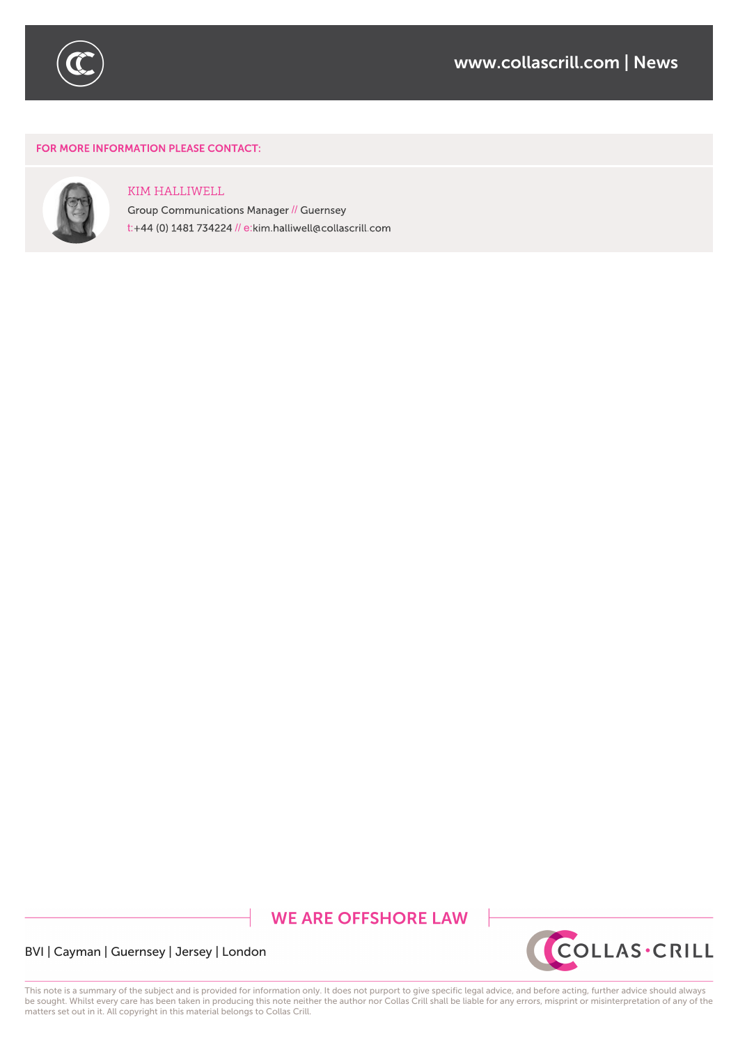FOR MORE INFORMATION PLEASE CONTACT:

KIM HALLIWELL

Group Communications Manager // Guernsey

t:+44 (0) 1481 734224 // e:kim.halliwell@collascrill.com

WE ARE OFFSHORE LAW

BVI | Cayman | Guernsey | Jersey | London

This note is a summary of the subject and is provided for information only. It does not purport to give specific legal advice, and before acting, further advice should always be sought. Whilst every care has been taken in producing this note neither the author nor Collas Crill shall be liable for any errors, misprint or misinterpretation of any of the matters set out in it. All copyright in this material belongs to Collas Crill.